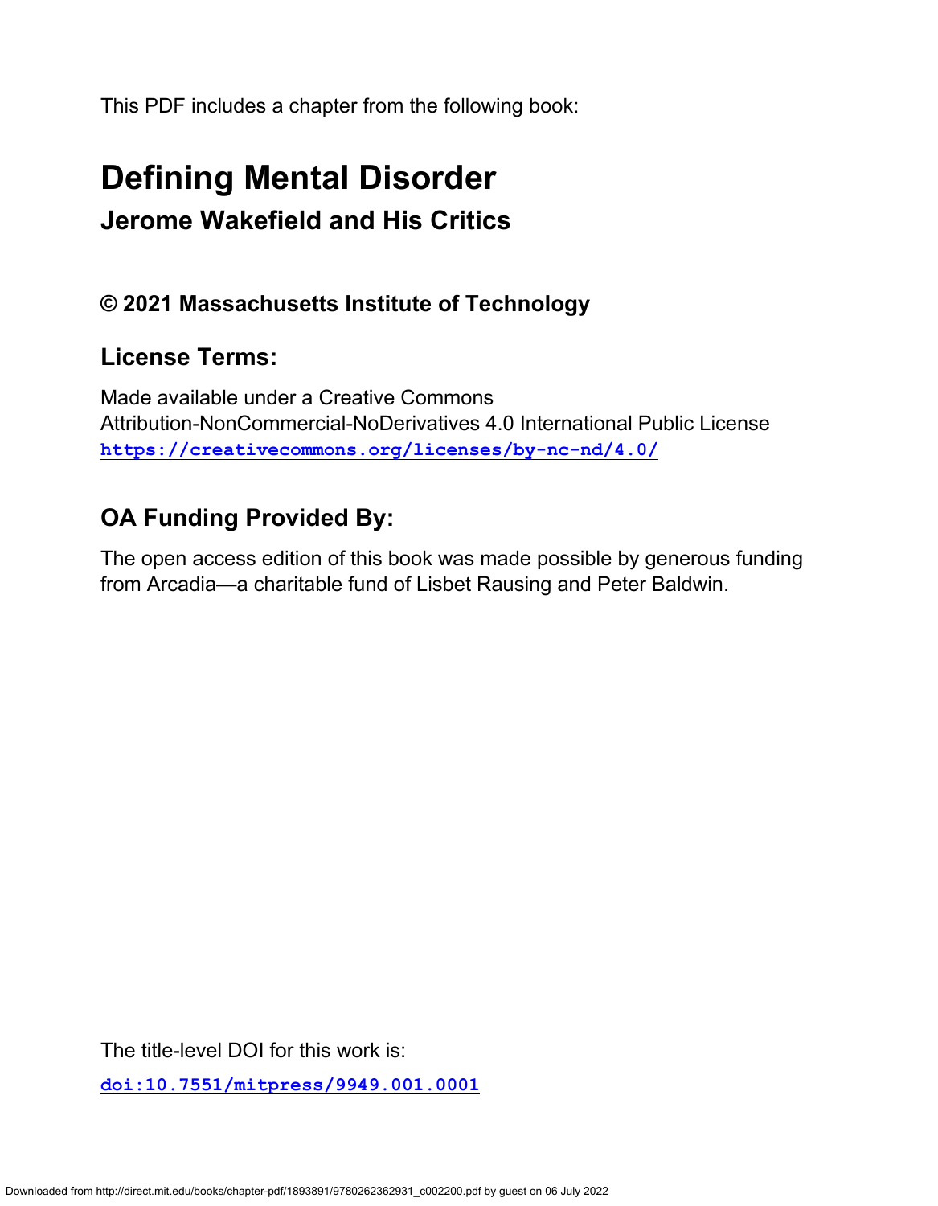This PDF includes a chapter from the following book:

# Defining Mental Disorder

## Jerome Wakefield and His Critics

### © 2021 Massachusetts Institute of Technology

### License Terms:

Made available under a Creative Commons
Attribution-NonCommercial-NoDerivatives 4.0 International Public License
**https://creativecommons.org/licenses/by-nc-nd/4.0/**

### OA Funding Provided By:

The open access edition of this book was made possible by generous funding from Arcadia—a charitable fund of Lisbet Rausing and Peter Baldwin.

The title-level DOI for this work is:

**doi:10.7551/mitpress/9949.001.0001**

Downloaded from http://direct.mit.edu/books/chapter-pdf/1893891/9780262362931_c002200.pdf by guest on 06 July 2022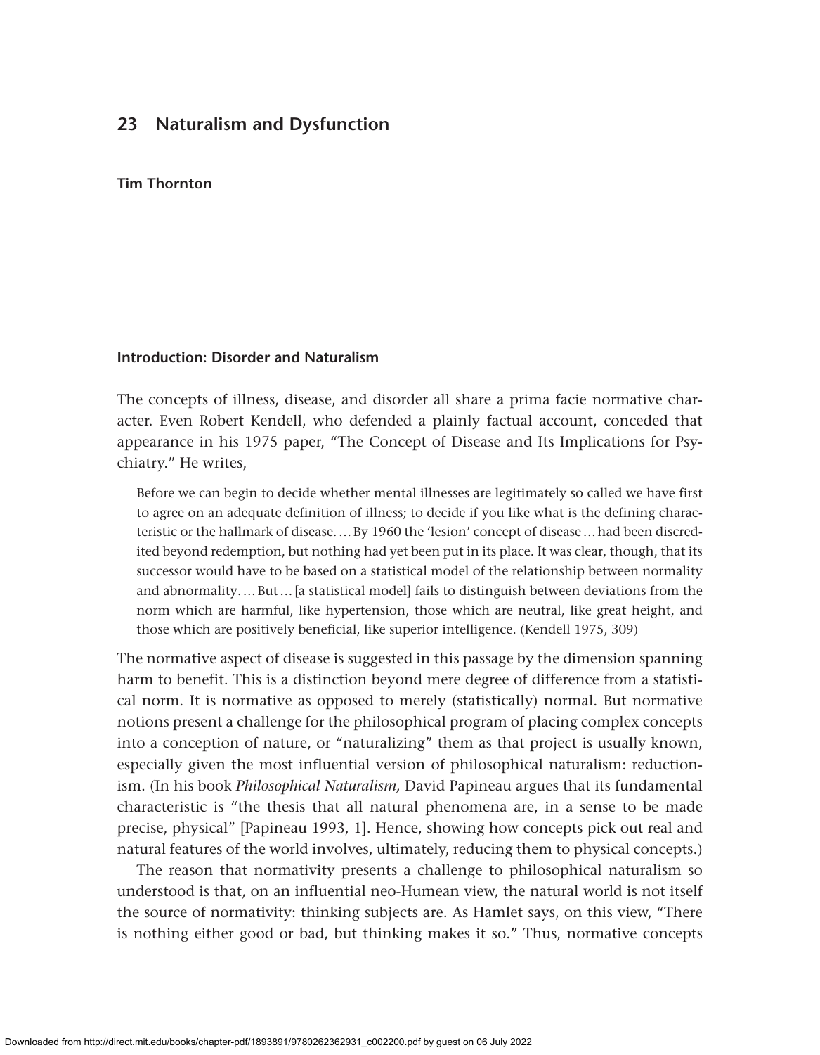# 23 Naturalism and Dysfunction

**Tim Thornton**

### Introduction: Disorder and Naturalism

The concepts of illness, disease, and disorder all share a prima facie normative character. Even Robert Kendell, who defended a plainly factual account, conceded that appearance in his 1975 paper, "The Concept of Disease and Its Implications for Psychiatry." He writes,

> Before we can begin to decide whether mental illnesses are legitimately so called we have first to agree on an adequate definition of illness; to decide if you like what is the defining characteristic or the hallmark of disease. … By 1960 the 'lesion' concept of disease … had been discredited beyond redemption, but nothing had yet been put in its place. It was clear, though, that its successor would have to be based on a statistical model of the relationship between normality and abnormality. … But … [a statistical model] fails to distinguish between deviations from the norm which are harmful, like hypertension, those which are neutral, like great height, and those which are positively beneficial, like superior intelligence. (Kendell 1975, 309)

The normative aspect of disease is suggested in this passage by the dimension spanning harm to benefit. This is a distinction beyond mere degree of difference from a statistical norm. It is normative as opposed to merely (statistically) normal. But normative notions present a challenge for the philosophical program of placing complex concepts into a conception of nature, or "naturalizing" them as that project is usually known, especially given the most influential version of philosophical naturalism: reductionism. (In his book *Philosophical Naturalism,* David Papineau argues that its fundamental characteristic is "the thesis that all natural phenomena are, in a sense to be made precise, physical" [Papineau 1993, 1]. Hence, showing how concepts pick out real and natural features of the world involves, ultimately, reducing them to physical concepts.)

The reason that normativity presents a challenge to philosophical naturalism so understood is that, on an influential neo-Humean view, the natural world is not itself the source of normativity: thinking subjects are. As Hamlet says, on this view, "There is nothing either good or bad, but thinking makes it so." Thus, normative concepts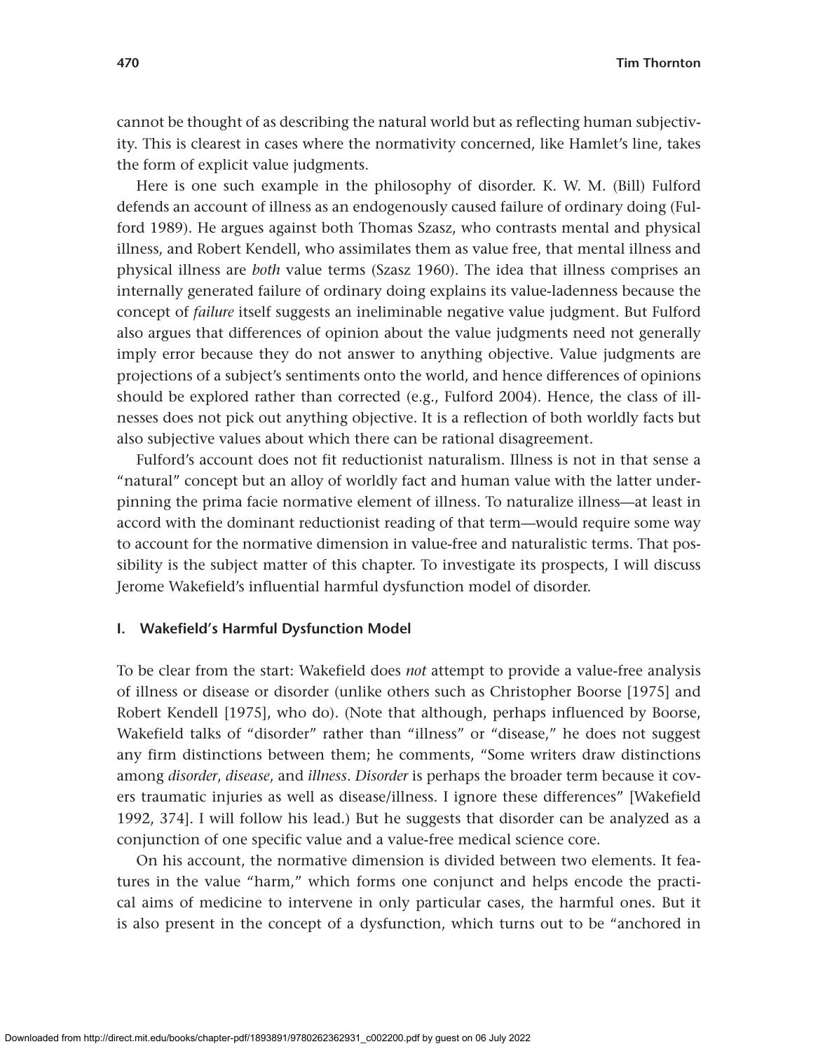cannot be thought of as describing the natural world but as reflecting human subjectivity. This is clearest in cases where the normativity concerned, like Hamlet's line, takes the form of explicit value judgments.

Here is one such example in the philosophy of disorder. K. W. M. (Bill) Fulford defends an account of illness as an endogenously caused failure of ordinary doing (Fulford 1989). He argues against both Thomas Szasz, who contrasts mental and physical illness, and Robert Kendell, who assimilates them as value free, that mental illness and physical illness are *both* value terms (Szasz 1960). The idea that illness comprises an internally generated failure of ordinary doing explains its value-ladenness because the concept of *failure* itself suggests an ineliminable negative value judgment. But Fulford also argues that differences of opinion about the value judgments need not generally imply error because they do not answer to anything objective. Value judgments are projections of a subject's sentiments onto the world, and hence differences of opinions should be explored rather than corrected (e.g., Fulford 2004). Hence, the class of illnesses does not pick out anything objective. It is a reflection of both worldly facts but also subjective values about which there can be rational disagreement.

Fulford's account does not fit reductionist naturalism. Illness is not in that sense a "natural" concept but an alloy of worldly fact and human value with the latter underpinning the prima facie normative element of illness. To naturalize illness—at least in accord with the dominant reductionist reading of that term—would require some way to account for the normative dimension in value-free and naturalistic terms. That possibility is the subject matter of this chapter. To investigate its prospects, I will discuss Jerome Wakefield's influential harmful dysfunction model of disorder.

## I. Wakefield's Harmful Dysfunction Model

To be clear from the start: Wakefield does *not* attempt to provide a value-free analysis of illness or disease or disorder (unlike others such as Christopher Boorse [1975] and Robert Kendell [1975], who do). (Note that although, perhaps influenced by Boorse, Wakefield talks of "disorder" rather than "illness" or "disease," he does not suggest any firm distinctions between them; he comments, "Some writers draw distinctions among *disorder*, *disease*, and *illness*. *Disorder* is perhaps the broader term because it covers traumatic injuries as well as disease/illness. I ignore these differences" [Wakefield 1992, 374]. I will follow his lead.) But he suggests that disorder can be analyzed as a conjunction of one specific value and a value-free medical science core.

On his account, the normative dimension is divided between two elements. It features in the value "harm," which forms one conjunct and helps encode the practical aims of medicine to intervene in only particular cases, the harmful ones. But it is also present in the concept of a dysfunction, which turns out to be "anchored in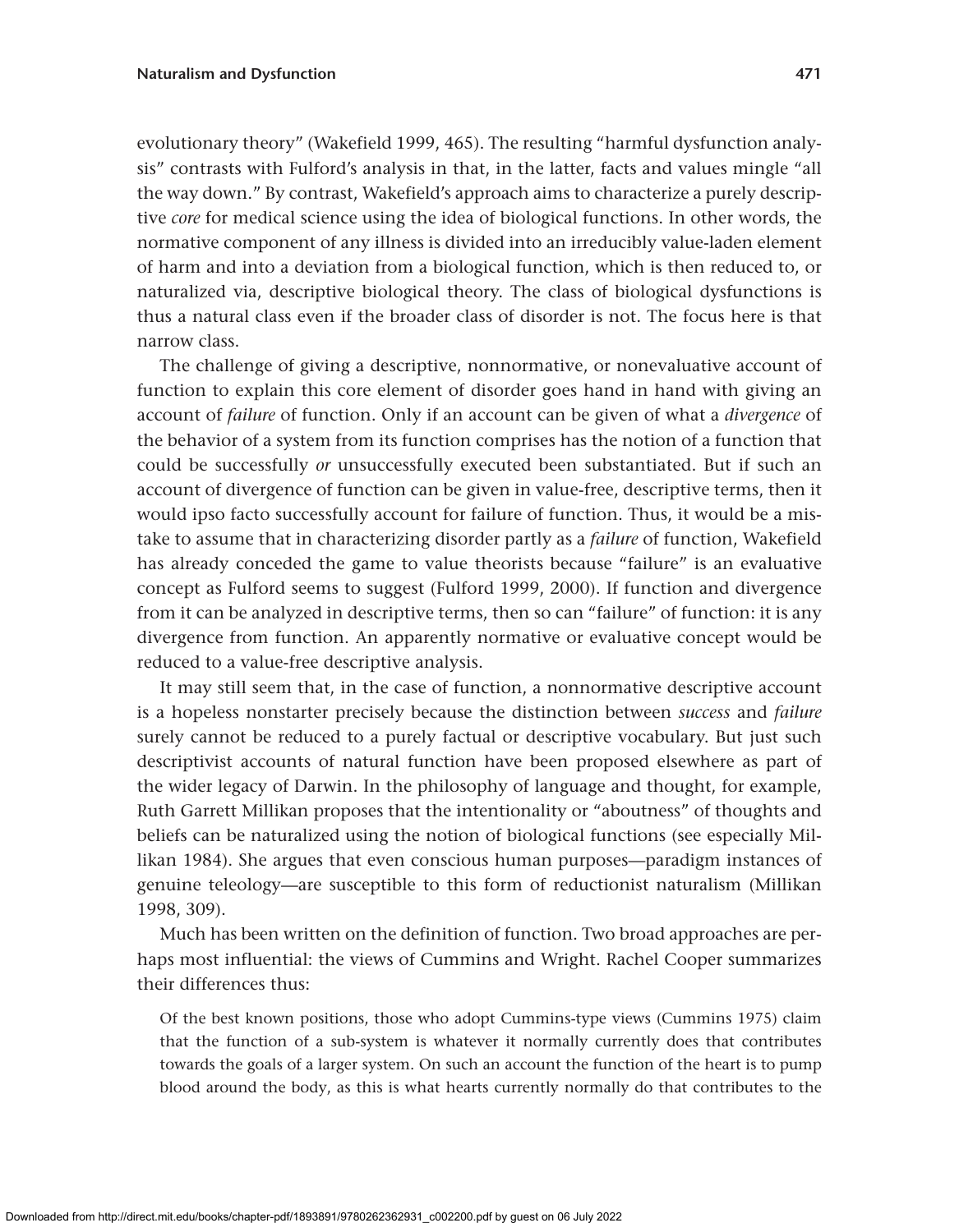evolutionary theory" (Wakefield 1999, 465). The resulting "harmful dysfunction analysis" contrasts with Fulford's analysis in that, in the latter, facts and values mingle "all the way down." By contrast, Wakefield's approach aims to characterize a purely descriptive *core* for medical science using the idea of biological functions. In other words, the normative component of any illness is divided into an irreducibly value-laden element of harm and into a deviation from a biological function, which is then reduced to, or naturalized via, descriptive biological theory. The class of biological dysfunctions is thus a natural class even if the broader class of disorder is not. The focus here is that narrow class.

The challenge of giving a descriptive, nonnormative, or nonevaluative account of function to explain this core element of disorder goes hand in hand with giving an account of *failure* of function. Only if an account can be given of what a *divergence* of the behavior of a system from its function comprises has the notion of a function that could be successfully *or* unsuccessfully executed been substantiated. But if such an account of divergence of function can be given in value-free, descriptive terms, then it would ipso facto successfully account for failure of function. Thus, it would be a mistake to assume that in characterizing disorder partly as a *failure* of function, Wakefield has already conceded the game to value theorists because "failure" is an evaluative concept as Fulford seems to suggest (Fulford 1999, 2000). If function and divergence from it can be analyzed in descriptive terms, then so can "failure" of function: it is any divergence from function. An apparently normative or evaluative concept would be reduced to a value-free descriptive analysis.

It may still seem that, in the case of function, a nonnormative descriptive account is a hopeless nonstarter precisely because the distinction between *success* and *failure* surely cannot be reduced to a purely factual or descriptive vocabulary. But just such descriptivist accounts of natural function have been proposed elsewhere as part of the wider legacy of Darwin. In the philosophy of language and thought, for example, Ruth Garrett Millikan proposes that the intentionality or "aboutness" of thoughts and beliefs can be naturalized using the notion of biological functions (see especially Millikan 1984). She argues that even conscious human purposes—paradigm instances of genuine teleology—are susceptible to this form of reductionist naturalism (Millikan 1998, 309).

Much has been written on the definition of function. Two broad approaches are perhaps most influential: the views of Cummins and Wright. Rachel Cooper summarizes their differences thus:

> Of the best known positions, those who adopt Cummins-type views (Cummins 1975) claim that the function of a sub-system is whatever it normally currently does that contributes towards the goals of a larger system. On such an account the function of the heart is to pump blood around the body, as this is what hearts currently normally do that contributes to the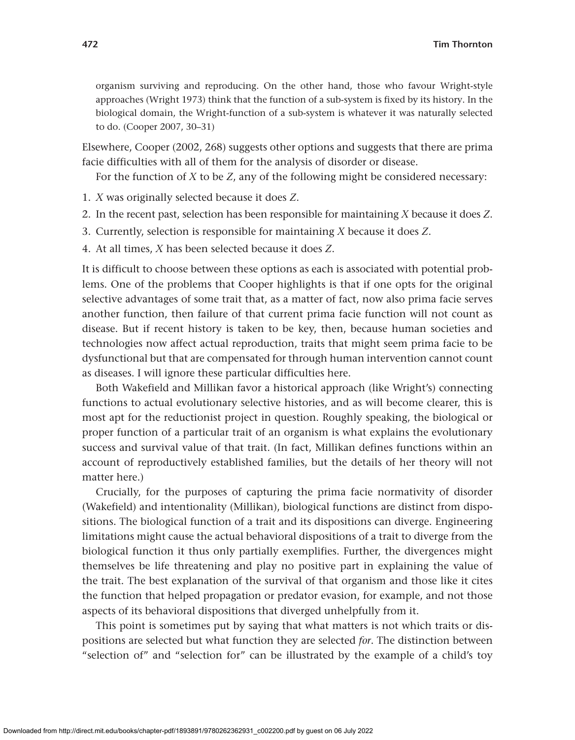organism surviving and reproducing. On the other hand, those who favour Wright-style approaches (Wright 1973) think that the function of a sub-system is fixed by its history. In the biological domain, the Wright-function of a sub-system is whatever it was naturally selected to do. (Cooper 2007, 30–31)

Elsewhere, Cooper (2002, 268) suggests other options and suggests that there are prima facie difficulties with all of them for the analysis of disorder or disease.

For the function of *X* to be *Z*, any of the following might be considered necessary:

1. *X* was originally selected because it does *Z*.
2. In the recent past, selection has been responsible for maintaining *X* because it does *Z*.
3. Currently, selection is responsible for maintaining *X* because it does *Z*.
4. At all times, *X* has been selected because it does *Z*.

It is difficult to choose between these options as each is associated with potential problems. One of the problems that Cooper highlights is that if one opts for the original selective advantages of some trait that, as a matter of fact, now also prima facie serves another function, then failure of that current prima facie function will not count as disease. But if recent history is taken to be key, then, because human societies and technologies now affect actual reproduction, traits that might seem prima facie to be dysfunctional but that are compensated for through human intervention cannot count as diseases. I will ignore these particular difficulties here.

Both Wakefield and Millikan favor a historical approach (like Wright's) connecting functions to actual evolutionary selective histories, and as will become clearer, this is most apt for the reductionist project in question. Roughly speaking, the biological or proper function of a particular trait of an organism is what explains the evolutionary success and survival value of that trait. (In fact, Millikan defines functions within an account of reproductively established families, but the details of her theory will not matter here.)

Crucially, for the purposes of capturing the prima facie normativity of disorder (Wakefield) and intentionality (Millikan), biological functions are distinct from dispositions. The biological function of a trait and its dispositions can diverge. Engineering limitations might cause the actual behavioral dispositions of a trait to diverge from the biological function it thus only partially exemplifies. Further, the divergences might themselves be life threatening and play no positive part in explaining the value of the trait. The best explanation of the survival of that organism and those like it cites the function that helped propagation or predator evasion, for example, and not those aspects of its behavioral dispositions that diverged unhelpfully from it.

This point is sometimes put by saying that what matters is not which traits or dispositions are selected but what function they are selected *for*. The distinction between "selection of" and "selection for" can be illustrated by the example of a child's toy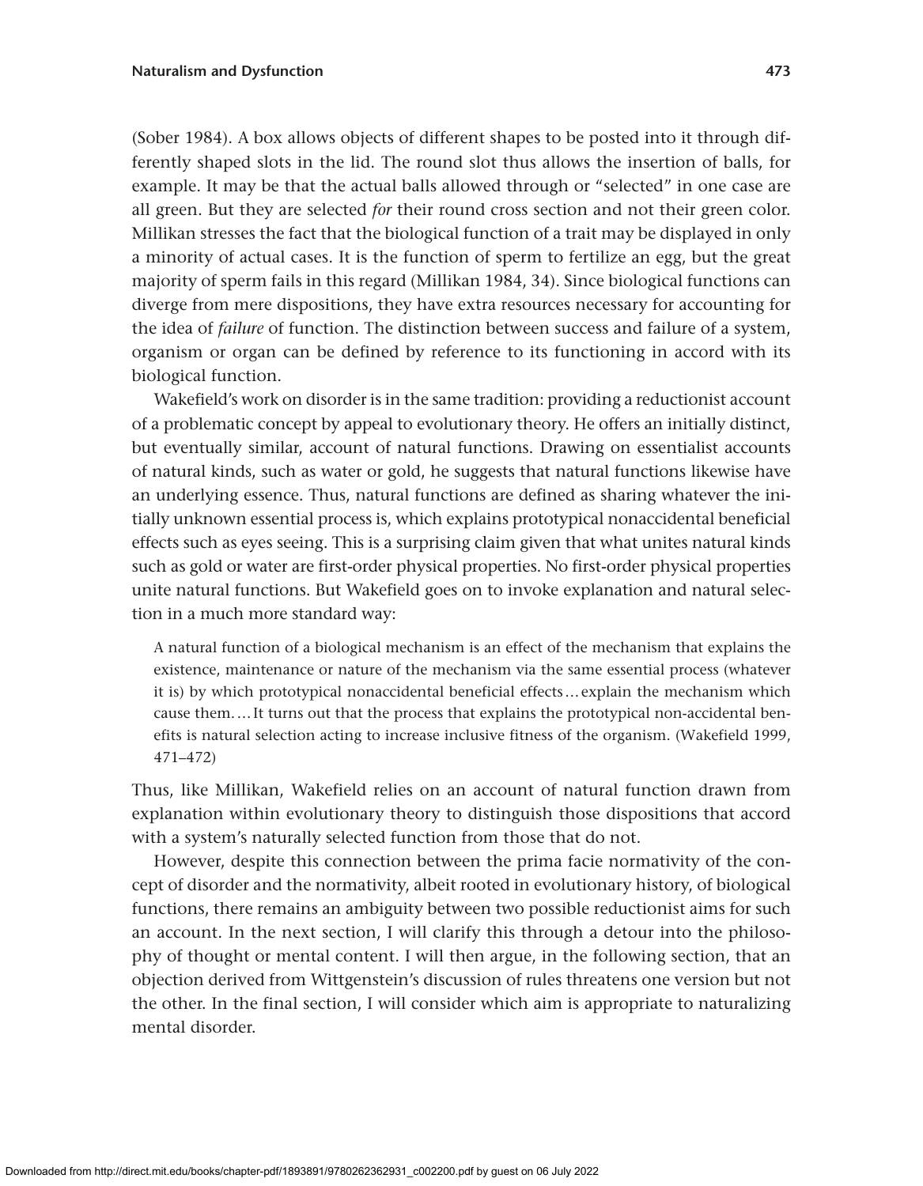(Sober 1984). A box allows objects of different shapes to be posted into it through differently shaped slots in the lid. The round slot thus allows the insertion of balls, for example. It may be that the actual balls allowed through or "selected" in one case are all green. But they are selected *for* their round cross section and not their green color. Millikan stresses the fact that the biological function of a trait may be displayed in only a minority of actual cases. It is the function of sperm to fertilize an egg, but the great majority of sperm fails in this regard (Millikan 1984, 34). Since biological functions can diverge from mere dispositions, they have extra resources necessary for accounting for the idea of *failure* of function. The distinction between success and failure of a system, organism or organ can be defined by reference to its functioning in accord with its biological function.

Wakefield's work on disorder is in the same tradition: providing a reductionist account of a problematic concept by appeal to evolutionary theory. He offers an initially distinct, but eventually similar, account of natural functions. Drawing on essentialist accounts of natural kinds, such as water or gold, he suggests that natural functions likewise have an underlying essence. Thus, natural functions are defined as sharing whatever the initially unknown essential process is, which explains prototypical nonaccidental beneficial effects such as eyes seeing. This is a surprising claim given that what unites natural kinds such as gold or water are first-order physical properties. No first-order physical properties unite natural functions. But Wakefield goes on to invoke explanation and natural selection in a much more standard way:

> A natural function of a biological mechanism is an effect of the mechanism that explains the existence, maintenance or nature of the mechanism via the same essential process (whatever it is) by which prototypical nonaccidental beneficial effects … explain the mechanism which cause them. … It turns out that the process that explains the prototypical non-accidental benefits is natural selection acting to increase inclusive fitness of the organism. (Wakefield 1999, 471–472)

Thus, like Millikan, Wakefield relies on an account of natural function drawn from explanation within evolutionary theory to distinguish those dispositions that accord with a system's naturally selected function from those that do not.

However, despite this connection between the prima facie normativity of the concept of disorder and the normativity, albeit rooted in evolutionary history, of biological functions, there remains an ambiguity between two possible reductionist aims for such an account. In the next section, I will clarify this through a detour into the philosophy of thought or mental content. I will then argue, in the following section, that an objection derived from Wittgenstein's discussion of rules threatens one version but not the other. In the final section, I will consider which aim is appropriate to naturalizing mental disorder.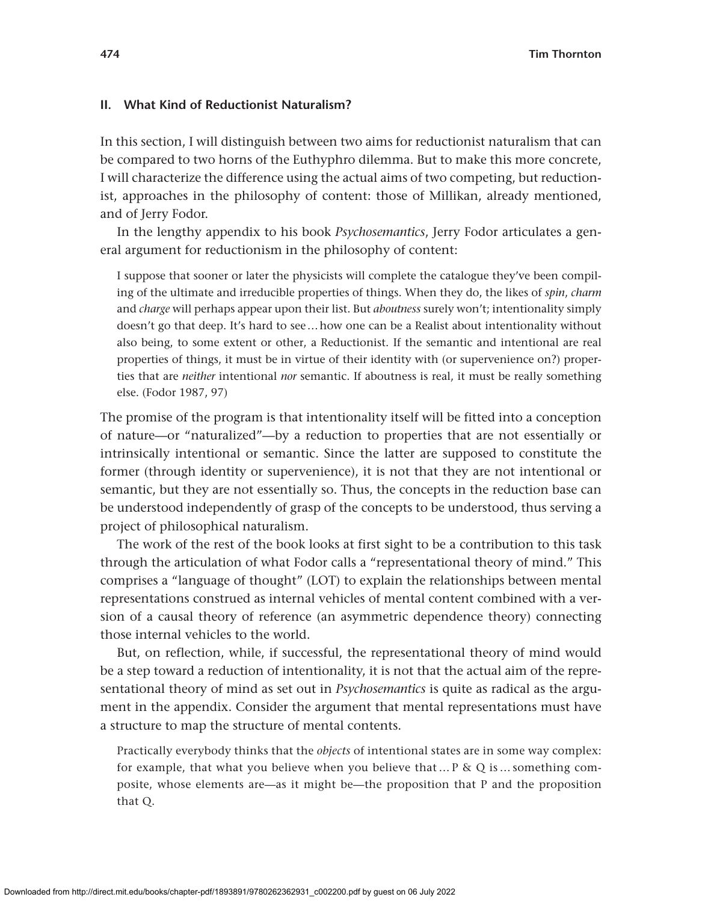## II. What Kind of Reductionist Naturalism?

In this section, I will distinguish between two aims for reductionist naturalism that can be compared to two horns of the Euthyphro dilemma. But to make this more concrete, I will characterize the difference using the actual aims of two competing, but reductionist, approaches in the philosophy of content: those of Millikan, already mentioned, and of Jerry Fodor.

In the lengthy appendix to his book *Psychosemantics*, Jerry Fodor articulates a general argument for reductionism in the philosophy of content:

> I suppose that sooner or later the physicists will complete the catalogue they've been compiling of the ultimate and irreducible properties of things. When they do, the likes of *spin*, *charm* and *charge* will perhaps appear upon their list. But *aboutness* surely won't; intentionality simply doesn't go that deep. It's hard to see … how one can be a Realist about intentionality without also being, to some extent or other, a Reductionist. If the semantic and intentional are real properties of things, it must be in virtue of their identity with (or supervenience on?) properties that are *neither* intentional *nor* semantic. If aboutness is real, it must be really something else. (Fodor 1987, 97)

The promise of the program is that intentionality itself will be fitted into a conception of nature—or "naturalized"—by a reduction to properties that are not essentially or intrinsically intentional or semantic. Since the latter are supposed to constitute the former (through identity or supervenience), it is not that they are not intentional or semantic, but they are not essentially so. Thus, the concepts in the reduction base can be understood independently of grasp of the concepts to be understood, thus serving a project of philosophical naturalism.

The work of the rest of the book looks at first sight to be a contribution to this task through the articulation of what Fodor calls a "representational theory of mind." This comprises a "language of thought" (LOT) to explain the relationships between mental representations construed as internal vehicles of mental content combined with a version of a causal theory of reference (an asymmetric dependence theory) connecting those internal vehicles to the world.

But, on reflection, while, if successful, the representational theory of mind would be a step toward a reduction of intentionality, it is not that the actual aim of the representational theory of mind as set out in *Psychosemantics* is quite as radical as the argument in the appendix. Consider the argument that mental representations must have a structure to map the structure of mental contents.

> Practically everybody thinks that the *objects* of intentional states are in some way complex: for example, that what you believe when you believe that … P & Q is … something composite, whose elements are—as it might be—the proposition that P and the proposition that Q.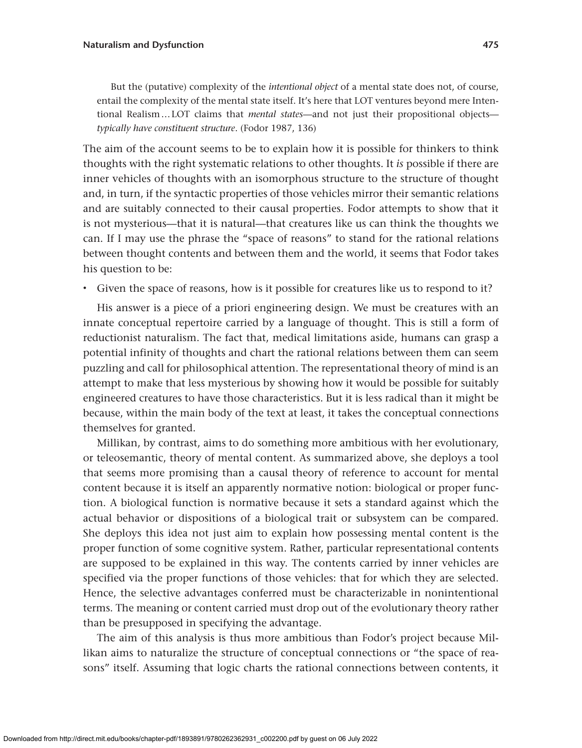> But the (putative) complexity of the *intentional object* of a mental state does not, of course, entail the complexity of the mental state itself. It's here that LOT ventures beyond mere Intentional Realism…LOT claims that *mental states*—and not just their propositional objects—*typically have constituent structure*. (Fodor 1987, 136)

The aim of the account seems to be to explain how it is possible for thinkers to think thoughts with the right systematic relations to other thoughts. It *is* possible if there are inner vehicles of thoughts with an isomorphous structure to the structure of thought and, in turn, if the syntactic properties of those vehicles mirror their semantic relations and are suitably connected to their causal properties. Fodor attempts to show that it is not mysterious—that it is natural—that creatures like us can think the thoughts we can. If I may use the phrase the "space of reasons" to stand for the rational relations between thought contents and between them and the world, it seems that Fodor takes his question to be:

- Given the space of reasons, how is it possible for creatures like us to respond to it?

His answer is a piece of a priori engineering design. We must be creatures with an innate conceptual repertoire carried by a language of thought. This is still a form of reductionist naturalism. The fact that, medical limitations aside, humans can grasp a potential infinity of thoughts and chart the rational relations between them can seem puzzling and call for philosophical attention. The representational theory of mind is an attempt to make that less mysterious by showing how it would be possible for suitably engineered creatures to have those characteristics. But it is less radical than it might be because, within the main body of the text at least, it takes the conceptual connections themselves for granted.

Millikan, by contrast, aims to do something more ambitious with her evolutionary, or teleosemantic, theory of mental content. As summarized above, she deploys a tool that seems more promising than a causal theory of reference to account for mental content because it is itself an apparently normative notion: biological or proper function. A biological function is normative because it sets a standard against which the actual behavior or dispositions of a biological trait or subsystem can be compared. She deploys this idea not just aim to explain how possessing mental content is the proper function of some cognitive system. Rather, particular representational contents are supposed to be explained in this way. The contents carried by inner vehicles are specified via the proper functions of those vehicles: that for which they are selected. Hence, the selective advantages conferred must be characterizable in nonintentional terms. The meaning or content carried must drop out of the evolutionary theory rather than be presupposed in specifying the advantage.

The aim of this analysis is thus more ambitious than Fodor's project because Millikan aims to naturalize the structure of conceptual connections or "the space of reasons" itself. Assuming that logic charts the rational connections between contents, it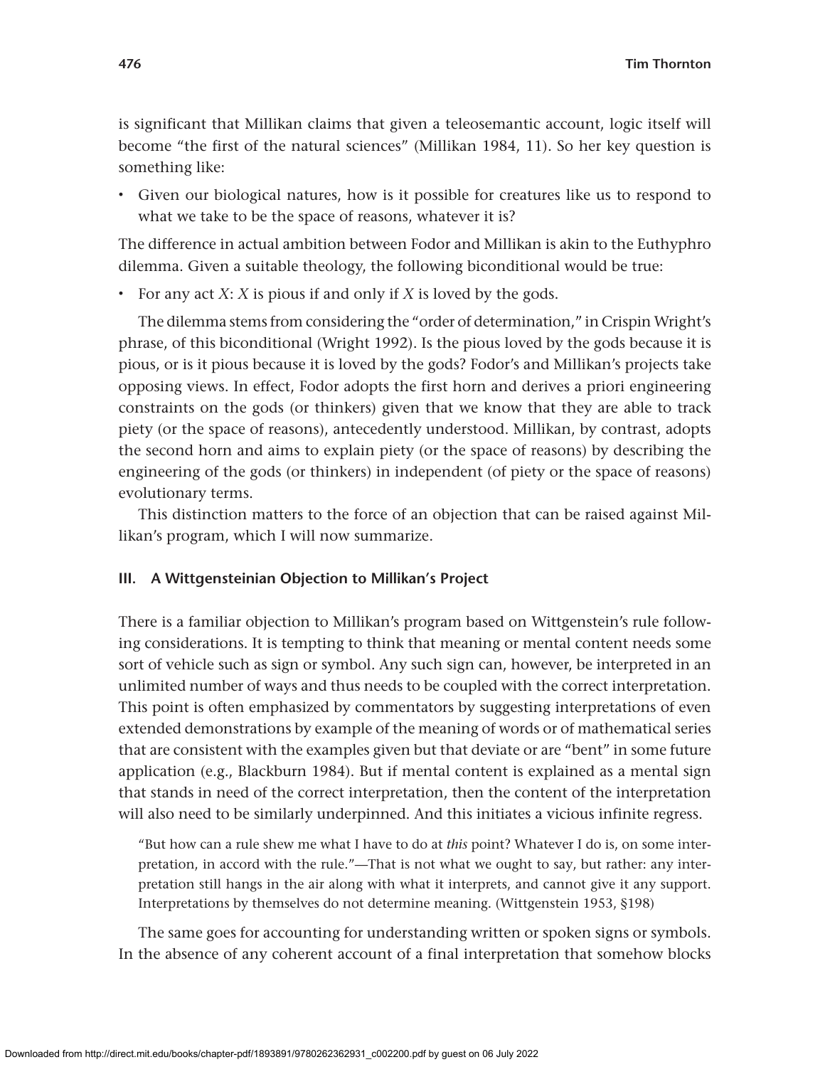is significant that Millikan claims that given a teleosemantic account, logic itself will become "the first of the natural sciences" (Millikan 1984, 11). So her key question is something like:

- Given our biological natures, how is it possible for creatures like us to respond to what we take to be the space of reasons, whatever it is?

The difference in actual ambition between Fodor and Millikan is akin to the Euthyphro dilemma. Given a suitable theology, the following biconditional would be true:

- For any act *X*: *X* is pious if and only if *X* is loved by the gods.

The dilemma stems from considering the "order of determination," in Crispin Wright's phrase, of this biconditional (Wright 1992). Is the pious loved by the gods because it is pious, or is it pious because it is loved by the gods? Fodor's and Millikan's projects take opposing views. In effect, Fodor adopts the first horn and derives a priori engineering constraints on the gods (or thinkers) given that we know that they are able to track piety (or the space of reasons), antecedently understood. Millikan, by contrast, adopts the second horn and aims to explain piety (or the space of reasons) by describing the engineering of the gods (or thinkers) in independent (of piety or the space of reasons) evolutionary terms.

This distinction matters to the force of an objection that can be raised against Millikan's program, which I will now summarize.

## III. A Wittgensteinian Objection to Millikan's Project

There is a familiar objection to Millikan's program based on Wittgenstein's rule following considerations. It is tempting to think that meaning or mental content needs some sort of vehicle such as sign or symbol. Any such sign can, however, be interpreted in an unlimited number of ways and thus needs to be coupled with the correct interpretation. This point is often emphasized by commentators by suggesting interpretations of even extended demonstrations by example of the meaning of words or of mathematical series that are consistent with the examples given but that deviate or are "bent" in some future application (e.g., Blackburn 1984). But if mental content is explained as a mental sign that stands in need of the correct interpretation, then the content of the interpretation will also need to be similarly underpinned. And this initiates a vicious infinite regress.

> "But how can a rule shew me what I have to do at *this* point? Whatever I do is, on some interpretation, in accord with the rule."—That is not what we ought to say, but rather: any interpretation still hangs in the air along with what it interprets, and cannot give it any support. Interpretations by themselves do not determine meaning. (Wittgenstein 1953, §198)

The same goes for accounting for understanding written or spoken signs or symbols. In the absence of any coherent account of a final interpretation that somehow blocks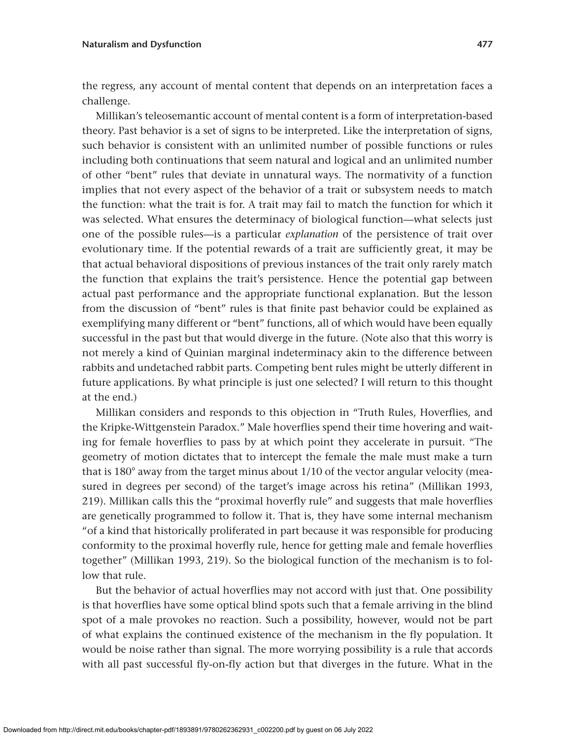the regress, any account of mental content that depends on an interpretation faces a challenge.

Millikan's teleosemantic account of mental content is a form of interpretation-based theory. Past behavior is a set of signs to be interpreted. Like the interpretation of signs, such behavior is consistent with an unlimited number of possible functions or rules including both continuations that seem natural and logical and an unlimited number of other "bent" rules that deviate in unnatural ways. The normativity of a function implies that not every aspect of the behavior of a trait or subsystem needs to match the function: what the trait is for. A trait may fail to match the function for which it was selected. What ensures the determinacy of biological function—what selects just one of the possible rules—is a particular *explanation* of the persistence of trait over evolutionary time. If the potential rewards of a trait are sufficiently great, it may be that actual behavioral dispositions of previous instances of the trait only rarely match the function that explains the trait's persistence. Hence the potential gap between actual past performance and the appropriate functional explanation. But the lesson from the discussion of "bent" rules is that finite past behavior could be explained as exemplifying many different or "bent" functions, all of which would have been equally successful in the past but that would diverge in the future. (Note also that this worry is not merely a kind of Quinian marginal indeterminacy akin to the difference between rabbits and undetached rabbit parts. Competing bent rules might be utterly different in future applications. By what principle is just one selected? I will return to this thought at the end.)

Millikan considers and responds to this objection in "Truth Rules, Hoverflies, and the Kripke-Wittgenstein Paradox." Male hoverflies spend their time hovering and waiting for female hoverflies to pass by at which point they accelerate in pursuit. "The geometry of motion dictates that to intercept the female the male must make a turn that is 180° away from the target minus about 1/10 of the vector angular velocity (measured in degrees per second) of the target's image across his retina" (Millikan 1993, 219). Millikan calls this the "proximal hoverfly rule" and suggests that male hoverflies are genetically programmed to follow it. That is, they have some internal mechanism "of a kind that historically proliferated in part because it was responsible for producing conformity to the proximal hoverfly rule, hence for getting male and female hoverflies together" (Millikan 1993, 219). So the biological function of the mechanism is to follow that rule.

But the behavior of actual hoverflies may not accord with just that. One possibility is that hoverflies have some optical blind spots such that a female arriving in the blind spot of a male provokes no reaction. Such a possibility, however, would not be part of what explains the continued existence of the mechanism in the fly population. It would be noise rather than signal. The more worrying possibility is a rule that accords with all past successful fly-on-fly action but that diverges in the future. What in the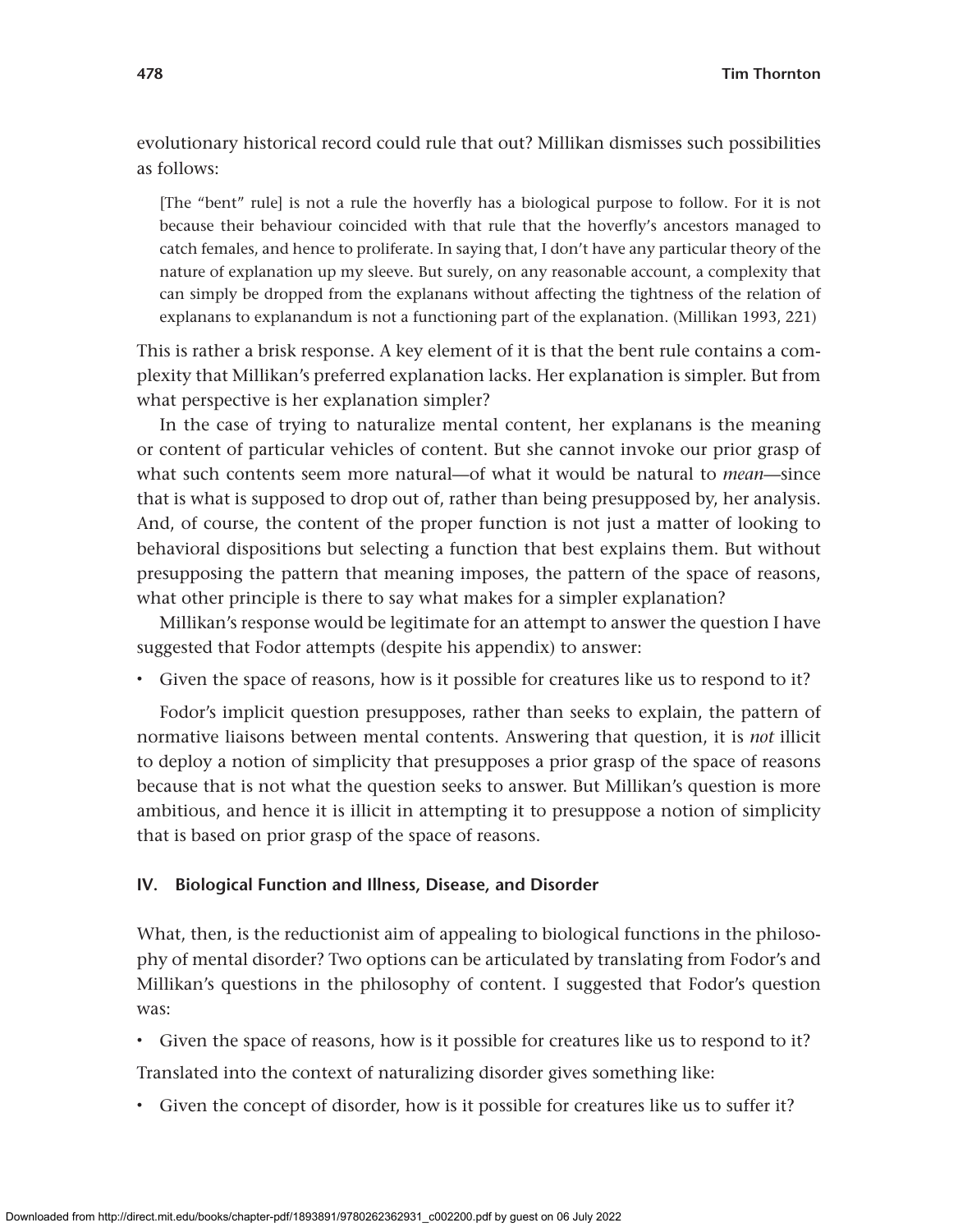evolutionary historical record could rule that out? Millikan dismisses such possibilities as follows:

> [The "bent" rule] is not a rule the hoverfly has a biological purpose to follow. For it is not because their behaviour coincided with that rule that the hoverfly's ancestors managed to catch females, and hence to proliferate. In saying that, I don't have any particular theory of the nature of explanation up my sleeve. But surely, on any reasonable account, a complexity that can simply be dropped from the explanans without affecting the tightness of the relation of explanans to explanandum is not a functioning part of the explanation. (Millikan 1993, 221)

This is rather a brisk response. A key element of it is that the bent rule contains a complexity that Millikan's preferred explanation lacks. Her explanation is simpler. But from what perspective is her explanation simpler?

In the case of trying to naturalize mental content, her explanans is the meaning or content of particular vehicles of content. But she cannot invoke our prior grasp of what such contents seem more natural—of what it would be natural to *mean*—since that is what is supposed to drop out of, rather than being presupposed by, her analysis. And, of course, the content of the proper function is not just a matter of looking to behavioral dispositions but selecting a function that best explains them. But without presupposing the pattern that meaning imposes, the pattern of the space of reasons, what other principle is there to say what makes for a simpler explanation?

Millikan's response would be legitimate for an attempt to answer the question I have suggested that Fodor attempts (despite his appendix) to answer:

- Given the space of reasons, how is it possible for creatures like us to respond to it?

Fodor's implicit question presupposes, rather than seeks to explain, the pattern of normative liaisons between mental contents. Answering that question, it is *not* illicit to deploy a notion of simplicity that presupposes a prior grasp of the space of reasons because that is not what the question seeks to answer. But Millikan's question is more ambitious, and hence it is illicit in attempting it to presuppose a notion of simplicity that is based on prior grasp of the space of reasons.

## IV. Biological Function and Illness, Disease, and Disorder

What, then, is the reductionist aim of appealing to biological functions in the philosophy of mental disorder? Two options can be articulated by translating from Fodor's and Millikan's questions in the philosophy of content. I suggested that Fodor's question was:

- Given the space of reasons, how is it possible for creatures like us to respond to it?

Translated into the context of naturalizing disorder gives something like:

- Given the concept of disorder, how is it possible for creatures like us to suffer it?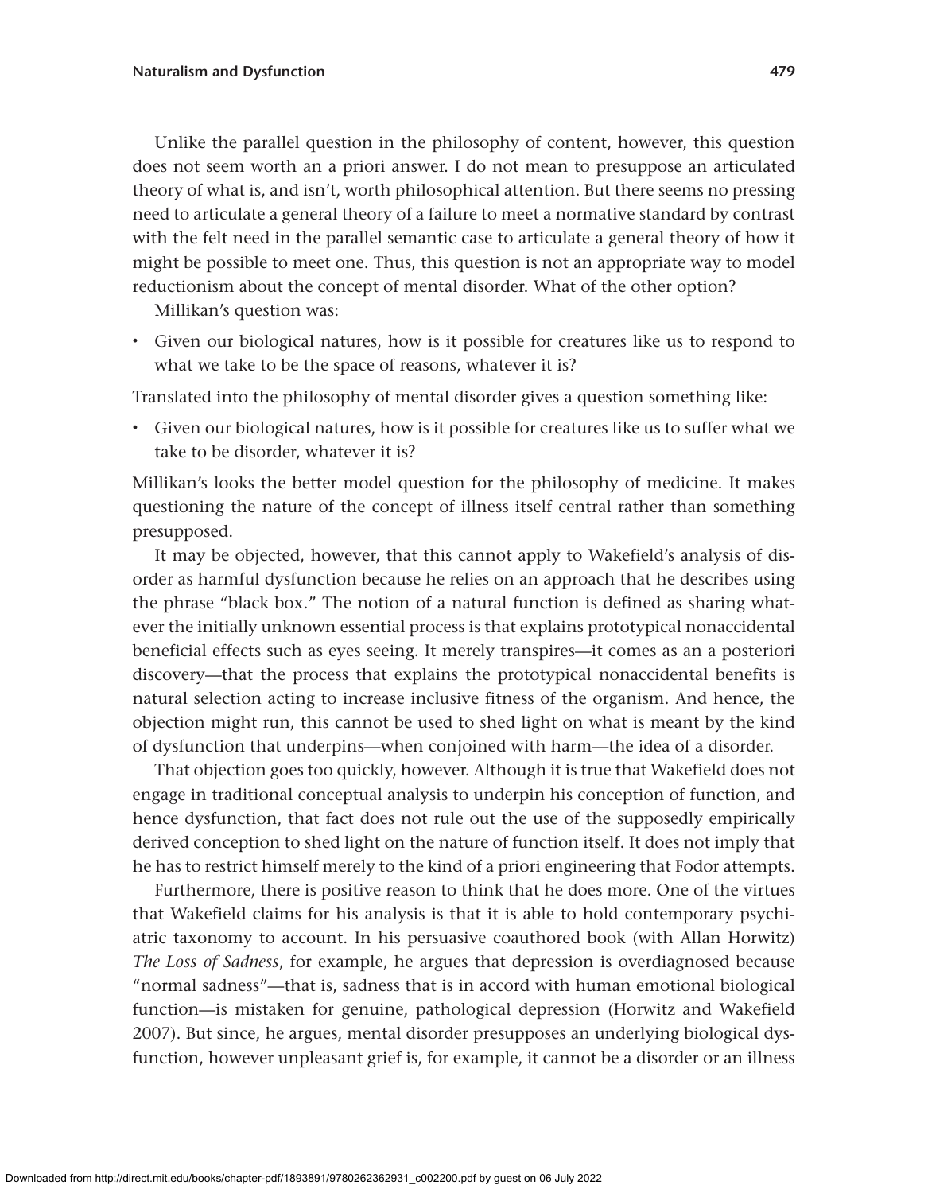Unlike the parallel question in the philosophy of content, however, this question does not seem worth an a priori answer. I do not mean to presuppose an articulated theory of what is, and isn't, worth philosophical attention. But there seems no pressing need to articulate a general theory of a failure to meet a normative standard by contrast with the felt need in the parallel semantic case to articulate a general theory of how it might be possible to meet one. Thus, this question is not an appropriate way to model reductionism about the concept of mental disorder. What of the other option?

Millikan's question was:

- Given our biological natures, how is it possible for creatures like us to respond to what we take to be the space of reasons, whatever it is?

Translated into the philosophy of mental disorder gives a question something like:

- Given our biological natures, how is it possible for creatures like us to suffer what we take to be disorder, whatever it is?

Millikan's looks the better model question for the philosophy of medicine. It makes questioning the nature of the concept of illness itself central rather than something presupposed.

It may be objected, however, that this cannot apply to Wakefield's analysis of disorder as harmful dysfunction because he relies on an approach that he describes using the phrase "black box." The notion of a natural function is defined as sharing whatever the initially unknown essential process is that explains prototypical nonaccidental beneficial effects such as eyes seeing. It merely transpires—it comes as an a posteriori discovery—that the process that explains the prototypical nonaccidental benefits is natural selection acting to increase inclusive fitness of the organism. And hence, the objection might run, this cannot be used to shed light on what is meant by the kind of dysfunction that underpins—when conjoined with harm—the idea of a disorder.

That objection goes too quickly, however. Although it is true that Wakefield does not engage in traditional conceptual analysis to underpin his conception of function, and hence dysfunction, that fact does not rule out the use of the supposedly empirically derived conception to shed light on the nature of function itself. It does not imply that he has to restrict himself merely to the kind of a priori engineering that Fodor attempts.

Furthermore, there is positive reason to think that he does more. One of the virtues that Wakefield claims for his analysis is that it is able to hold contemporary psychiatric taxonomy to account. In his persuasive coauthored book (with Allan Horwitz) *The Loss of Sadness*, for example, he argues that depression is overdiagnosed because "normal sadness"—that is, sadness that is in accord with human emotional biological function—is mistaken for genuine, pathological depression (Horwitz and Wakefield 2007). But since, he argues, mental disorder presupposes an underlying biological dysfunction, however unpleasant grief is, for example, it cannot be a disorder or an illness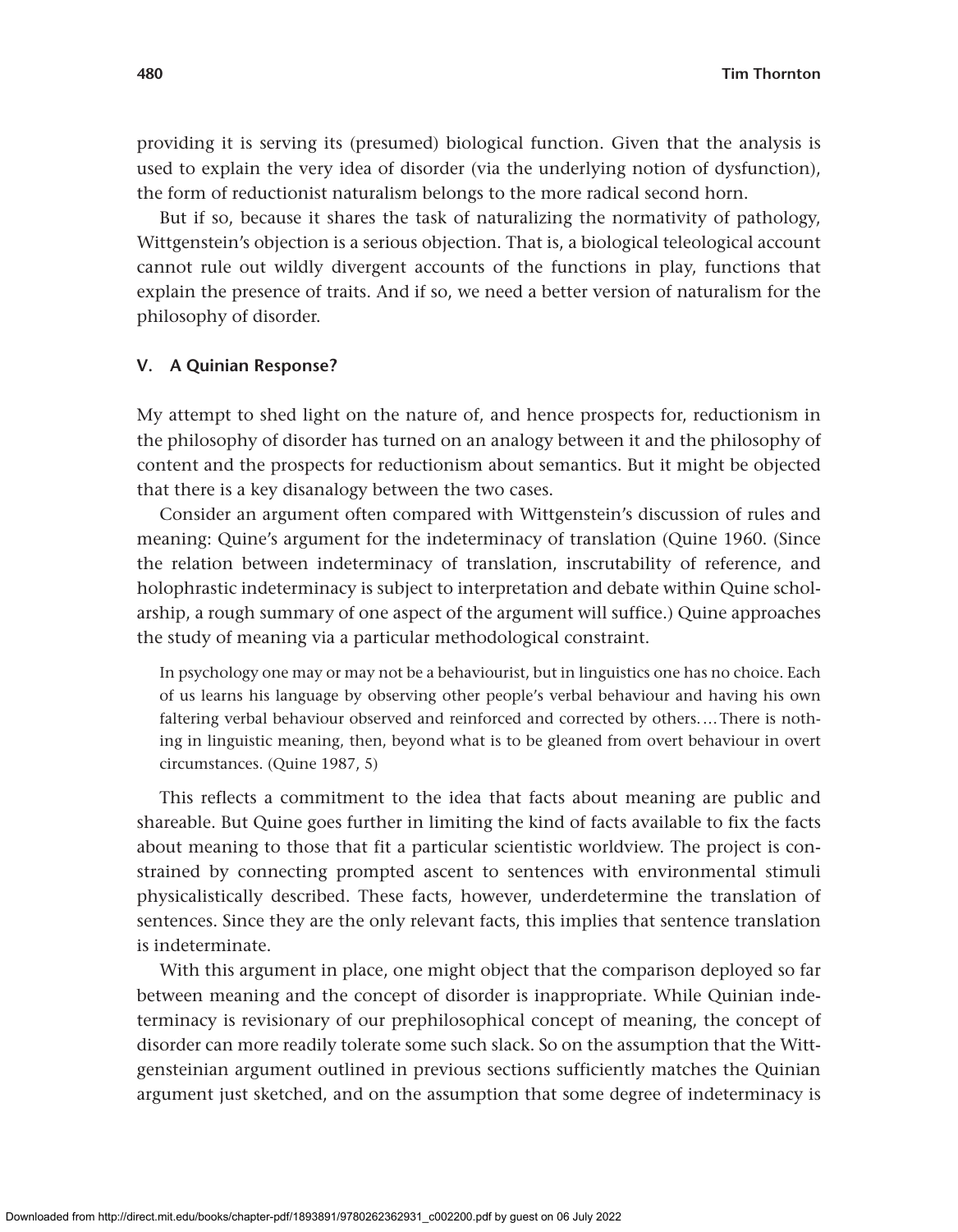providing it is serving its (presumed) biological function. Given that the analysis is used to explain the very idea of disorder (via the underlying notion of dysfunction), the form of reductionist naturalism belongs to the more radical second horn.

But if so, because it shares the task of naturalizing the normativity of pathology, Wittgenstein's objection is a serious objection. That is, a biological teleological account cannot rule out wildly divergent accounts of the functions in play, functions that explain the presence of traits. And if so, we need a better version of naturalism for the philosophy of disorder.

## V. A Quinian Response?

My attempt to shed light on the nature of, and hence prospects for, reductionism in the philosophy of disorder has turned on an analogy between it and the philosophy of content and the prospects for reductionism about semantics. But it might be objected that there is a key disanalogy between the two cases.

Consider an argument often compared with Wittgenstein's discussion of rules and meaning: Quine's argument for the indeterminacy of translation (Quine 1960. (Since the relation between indeterminacy of translation, inscrutability of reference, and holophrastic indeterminacy is subject to interpretation and debate within Quine scholarship, a rough summary of one aspect of the argument will suffice.) Quine approaches the study of meaning via a particular methodological constraint.

> In psychology one may or may not be a behaviourist, but in linguistics one has no choice. Each of us learns his language by observing other people's verbal behaviour and having his own faltering verbal behaviour observed and reinforced and corrected by others. … There is nothing in linguistic meaning, then, beyond what is to be gleaned from overt behaviour in overt circumstances. (Quine 1987, 5)

This reflects a commitment to the idea that facts about meaning are public and shareable. But Quine goes further in limiting the kind of facts available to fix the facts about meaning to those that fit a particular scientistic worldview. The project is constrained by connecting prompted ascent to sentences with environmental stimuli physicalistically described. These facts, however, underdetermine the translation of sentences. Since they are the only relevant facts, this implies that sentence translation is indeterminate.

With this argument in place, one might object that the comparison deployed so far between meaning and the concept of disorder is inappropriate. While Quinian indeterminacy is revisionary of our prephilosophical concept of meaning, the concept of disorder can more readily tolerate some such slack. So on the assumption that the Wittgensteinian argument outlined in previous sections sufficiently matches the Quinian argument just sketched, and on the assumption that some degree of indeterminacy is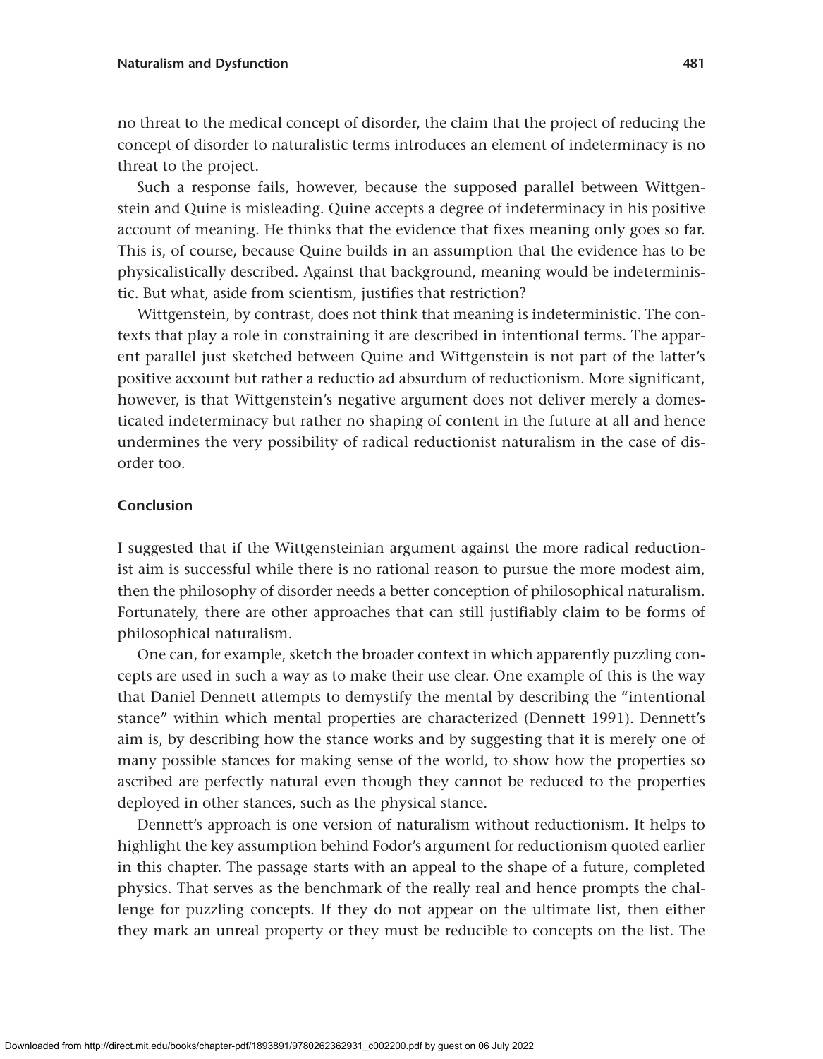no threat to the medical concept of disorder, the claim that the project of reducing the concept of disorder to naturalistic terms introduces an element of indeterminacy is no threat to the project.

Such a response fails, however, because the supposed parallel between Wittgenstein and Quine is misleading. Quine accepts a degree of indeterminacy in his positive account of meaning. He thinks that the evidence that fixes meaning only goes so far. This is, of course, because Quine builds in an assumption that the evidence has to be physicalistically described. Against that background, meaning would be indeterministic. But what, aside from scientism, justifies that restriction?

Wittgenstein, by contrast, does not think that meaning is indeterministic. The contexts that play a role in constraining it are described in intentional terms. The apparent parallel just sketched between Quine and Wittgenstein is not part of the latter's positive account but rather a reductio ad absurdum of reductionism. More significant, however, is that Wittgenstein's negative argument does not deliver merely a domesticated indeterminacy but rather no shaping of content in the future at all and hence undermines the very possibility of radical reductionist naturalism in the case of disorder too.

## Conclusion

I suggested that if the Wittgensteinian argument against the more radical reductionist aim is successful while there is no rational reason to pursue the more modest aim, then the philosophy of disorder needs a better conception of philosophical naturalism. Fortunately, there are other approaches that can still justifiably claim to be forms of philosophical naturalism.

One can, for example, sketch the broader context in which apparently puzzling concepts are used in such a way as to make their use clear. One example of this is the way that Daniel Dennett attempts to demystify the mental by describing the "intentional stance" within which mental properties are characterized (Dennett 1991). Dennett's aim is, by describing how the stance works and by suggesting that it is merely one of many possible stances for making sense of the world, to show how the properties so ascribed are perfectly natural even though they cannot be reduced to the properties deployed in other stances, such as the physical stance.

Dennett's approach is one version of naturalism without reductionism. It helps to highlight the key assumption behind Fodor's argument for reductionism quoted earlier in this chapter. The passage starts with an appeal to the shape of a future, completed physics. That serves as the benchmark of the really real and hence prompts the challenge for puzzling concepts. If they do not appear on the ultimate list, then either they mark an unreal property or they must be reducible to concepts on the list. The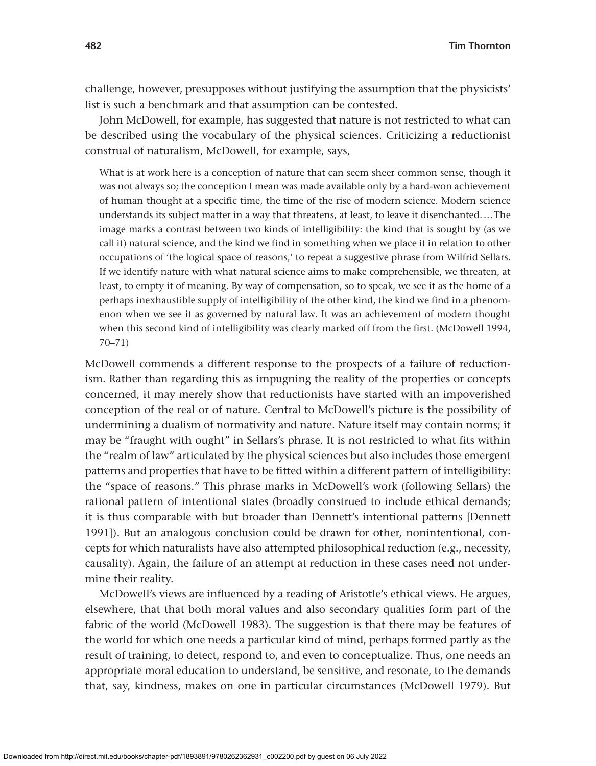challenge, however, presupposes without justifying the assumption that the physicists' list is such a benchmark and that assumption can be contested.

John McDowell, for example, has suggested that nature is not restricted to what can be described using the vocabulary of the physical sciences. Criticizing a reductionist construal of naturalism, McDowell, for example, says,

> What is at work here is a conception of nature that can seem sheer common sense, though it was not always so; the conception I mean was made available only by a hard-won achievement of human thought at a specific time, the time of the rise of modern science. Modern science understands its subject matter in a way that threatens, at least, to leave it disenchanted. … The image marks a contrast between two kinds of intelligibility: the kind that is sought by (as we call it) natural science, and the kind we find in something when we place it in relation to other occupations of 'the logical space of reasons,' to repeat a suggestive phrase from Wilfrid Sellars. If we identify nature with what natural science aims to make comprehensible, we threaten, at least, to empty it of meaning. By way of compensation, so to speak, we see it as the home of a perhaps inexhaustible supply of intelligibility of the other kind, the kind we find in a phenomenon when we see it as governed by natural law. It was an achievement of modern thought when this second kind of intelligibility was clearly marked off from the first. (McDowell 1994, 70–71)

McDowell commends a different response to the prospects of a failure of reductionism. Rather than regarding this as impugning the reality of the properties or concepts concerned, it may merely show that reductionists have started with an impoverished conception of the real or of nature. Central to McDowell's picture is the possibility of undermining a dualism of normativity and nature. Nature itself may contain norms; it may be "fraught with ought" in Sellars's phrase. It is not restricted to what fits within the "realm of law" articulated by the physical sciences but also includes those emergent patterns and properties that have to be fitted within a different pattern of intelligibility: the "space of reasons." This phrase marks in McDowell's work (following Sellars) the rational pattern of intentional states (broadly construed to include ethical demands; it is thus comparable with but broader than Dennett's intentional patterns [Dennett 1991]). But an analogous conclusion could be drawn for other, nonintentional, concepts for which naturalists have also attempted philosophical reduction (e.g., necessity, causality). Again, the failure of an attempt at reduction in these cases need not undermine their reality.

McDowell's views are influenced by a reading of Aristotle's ethical views. He argues, elsewhere, that that both moral values and also secondary qualities form part of the fabric of the world (McDowell 1983). The suggestion is that there may be features of the world for which one needs a particular kind of mind, perhaps formed partly as the result of training, to detect, respond to, and even to conceptualize. Thus, one needs an appropriate moral education to understand, be sensitive, and resonate, to the demands that, say, kindness, makes on one in particular circumstances (McDowell 1979). But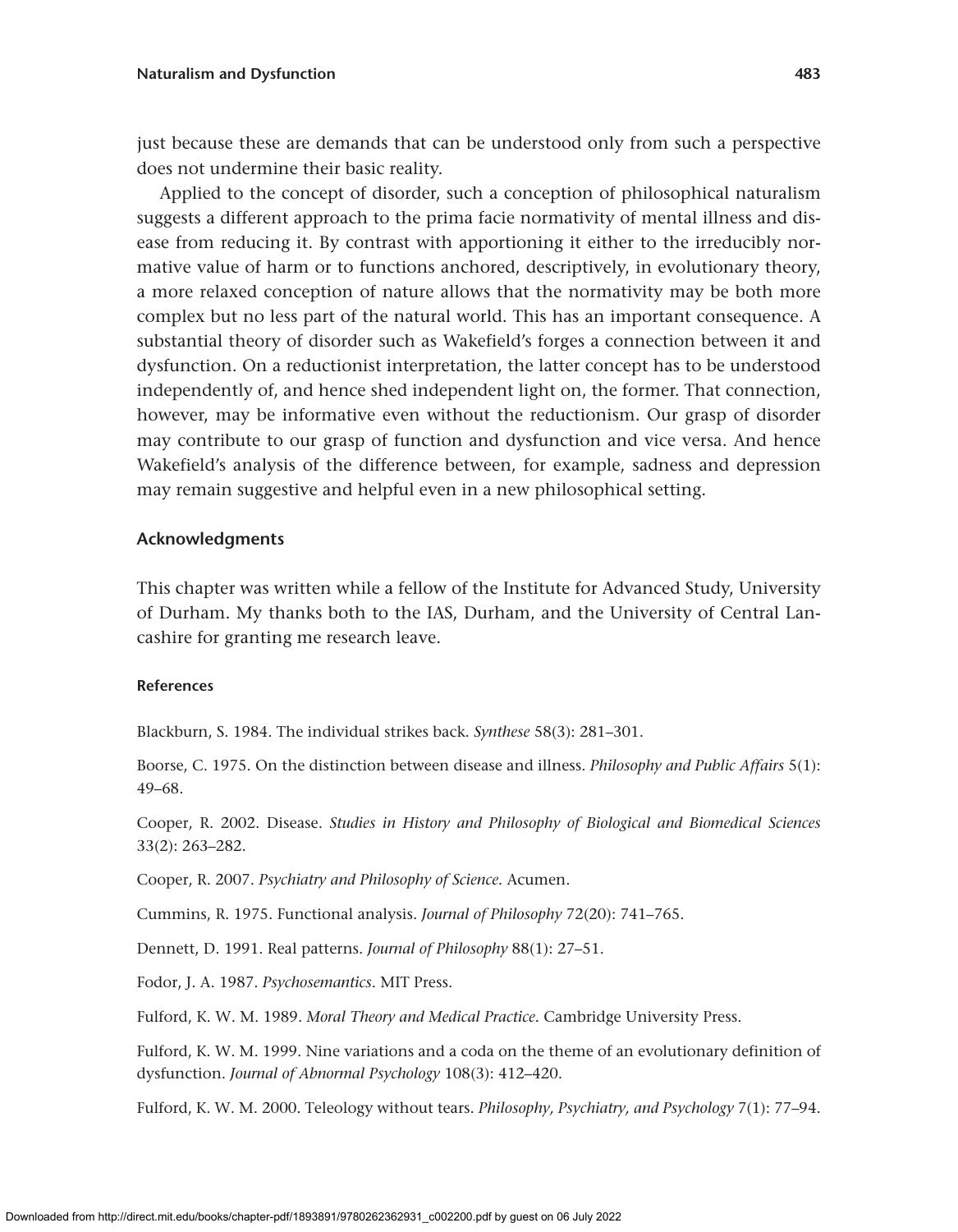just because these are demands that can be understood only from such a perspective does not undermine their basic reality.

Applied to the concept of disorder, such a conception of philosophical naturalism suggests a different approach to the prima facie normativity of mental illness and disease from reducing it. By contrast with apportioning it either to the irreducibly normative value of harm or to functions anchored, descriptively, in evolutionary theory, a more relaxed conception of nature allows that the normativity may be both more complex but no less part of the natural world. This has an important consequence. A substantial theory of disorder such as Wakefield's forges a connection between it and dysfunction. On a reductionist interpretation, the latter concept has to be understood independently of, and hence shed independent light on, the former. That connection, however, may be informative even without the reductionism. Our grasp of disorder may contribute to our grasp of function and dysfunction and vice versa. And hence Wakefield's analysis of the difference between, for example, sadness and depression may remain suggestive and helpful even in a new philosophical setting.

## Acknowledgments

This chapter was written while a fellow of the Institute for Advanced Study, University of Durham. My thanks both to the IAS, Durham, and the University of Central Lancashire for granting me research leave.

### References

Blackburn, S. 1984. The individual strikes back. *Synthese* 58(3): 281–301.

Boorse, C. 1975. On the distinction between disease and illness. *Philosophy and Public Affairs* 5(1): 49–68.

Cooper, R. 2002. Disease. *Studies in History and Philosophy of Biological and Biomedical Sciences* 33(2): 263–282.

Cooper, R. 2007. *Psychiatry and Philosophy of Science*. Acumen.

Cummins, R. 1975. Functional analysis. *Journal of Philosophy* 72(20): 741–765.

Dennett, D. 1991. Real patterns. *Journal of Philosophy* 88(1): 27–51.

Fodor, J. A. 1987. *Psychosemantics*. MIT Press.

Fulford, K. W. M. 1989. *Moral Theory and Medical Practice*. Cambridge University Press.

Fulford, K. W. M. 1999. Nine variations and a coda on the theme of an evolutionary definition of dysfunction. *Journal of Abnormal Psychology* 108(3): 412–420.

Fulford, K. W. M. 2000. Teleology without tears. *Philosophy, Psychiatry, and Psychology* 7(1): 77–94.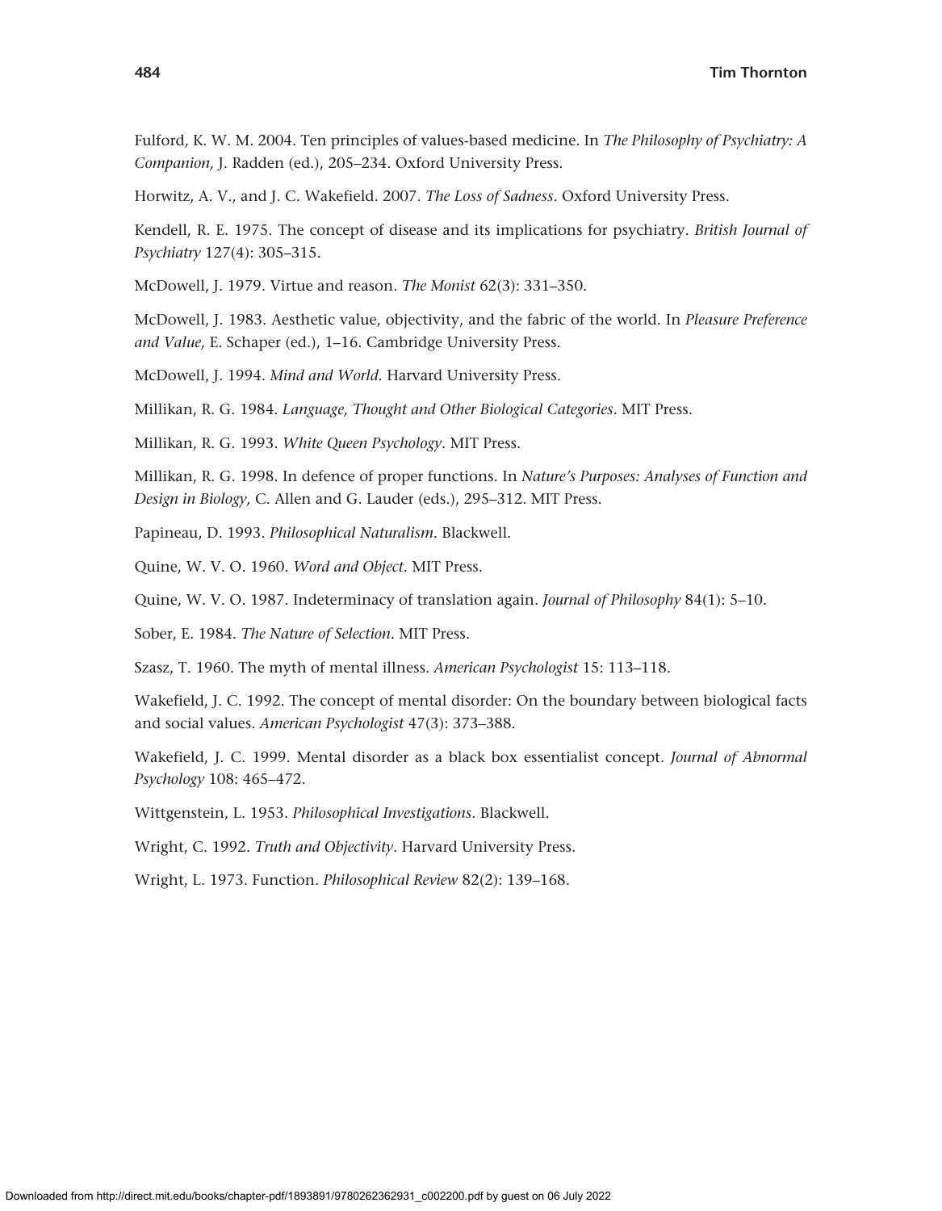Fulford, K. W. M. 2004. Ten principles of values-based medicine. In *The Philosophy of Psychiatry: A Companion,* J. Radden (ed.), 205–234. Oxford University Press.

Horwitz, A. V., and J. C. Wakefield. 2007. *The Loss of Sadness*. Oxford University Press.

Kendell, R. E. 1975. The concept of disease and its implications for psychiatry. *British Journal of Psychiatry* 127(4): 305–315.

McDowell, J. 1979. Virtue and reason. *The Monist* 62(3): 331–350.

McDowell, J. 1983. Aesthetic value, objectivity, and the fabric of the world. In *Pleasure Preference and Value,* E. Schaper (ed.), 1–16. Cambridge University Press.

McDowell, J. 1994. *Mind and World*. Harvard University Press.

Millikan, R. G. 1984. *Language, Thought and Other Biological Categories*. MIT Press.

Millikan, R. G. 1993. *White Queen Psychology*. MIT Press.

Millikan, R. G. 1998. In defence of proper functions. In *Nature's Purposes: Analyses of Function and Design in Biology,* C. Allen and G. Lauder (eds.), 295–312. MIT Press.

Papineau, D. 1993. *Philosophical Naturalism*. Blackwell.

Quine, W. V. O. 1960. *Word and Object.* MIT Press.

Quine, W. V. O. 1987. Indeterminacy of translation again. *Journal of Philosophy* 84(1): 5–10.

Sober, E. 1984. *The Nature of Selection*. MIT Press.

Szasz, T. 1960. The myth of mental illness. *American Psychologist* 15: 113–118.

Wakefield, J. C. 1992. The concept of mental disorder: On the boundary between biological facts and social values. *American Psychologist* 47(3): 373–388.

Wakefield, J. C. 1999. Mental disorder as a black box essentialist concept. *Journal of Abnormal Psychology* 108: 465–472.

Wittgenstein, L. 1953. *Philosophical Investigations*. Blackwell.

Wright, C. 1992. *Truth and Objectivity*. Harvard University Press.

Wright, L. 1973. Function. *Philosophical Review* 82(2): 139–168.